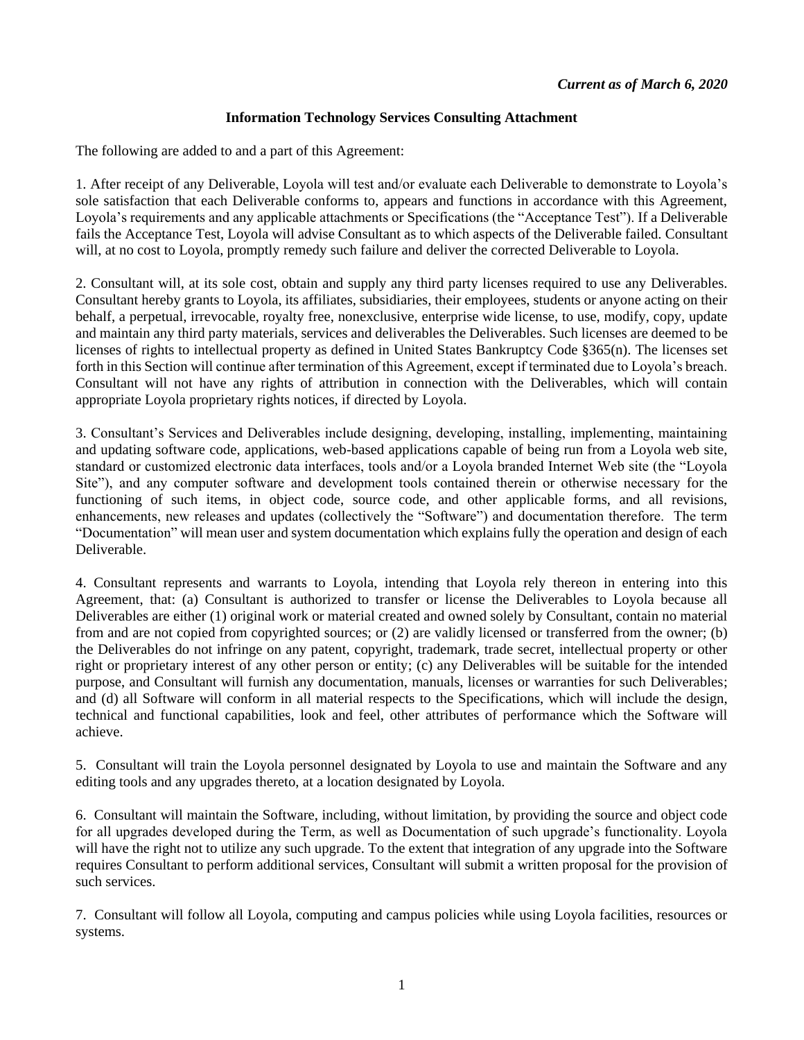*Current as of March 6, 2020*

**Information Technology Services Consulting Attachment**

The following are added to and a part of this Agreement:

1. After receipt of any Deliverable, Loyola will test and/or evaluate each Deliverable to demonstrate to Loyola's sole satisfaction that each Deliverable conforms to, appears and functions in accordance with this Agreement, Loyola's requirements and any applicable attachments or Specifications (the "Acceptance Test"). If a Deliverable fails the Acceptance Test, Loyola will advise Consultant as to which aspects of the Deliverable failed. Consultant will, at no cost to Loyola, promptly remedy such failure and deliver the corrected Deliverable to Loyola.

2. Consultant will, at its sole cost, obtain and supply any third party licenses required to use any Deliverables. Consultant hereby grants to Loyola, its affiliates, subsidiaries, their employees, students or anyone acting on their behalf, a perpetual, irrevocable, royalty free, nonexclusive, enterprise wide license, to use, modify, copy, update and maintain any third party materials, services and deliverables the Deliverables. Such licenses are deemed to be licenses of rights to intellectual property as defined in United States Bankruptcy Code §365(n). The licenses set forth in this Section will continue after termination of this Agreement, except if terminated due to Loyola's breach. Consultant will not have any rights of attribution in connection with the Deliverables, which will contain appropriate Loyola proprietary rights notices, if directed by Loyola.

3. Consultant's Services and Deliverables include designing, developing, installing, implementing, maintaining and updating software code, applications, web-based applications capable of being run from a Loyola web site, standard or customized electronic data interfaces, tools and/or a Loyola branded Internet Web site (the "Loyola Site"), and any computer software and development tools contained therein or otherwise necessary for the functioning of such items, in object code, source code, and other applicable forms, and all revisions, enhancements, new releases and updates (collectively the "Software") and documentation therefore. The term "Documentation" will mean user and system documentation which explains fully the operation and design of each Deliverable.

4. Consultant represents and warrants to Loyola, intending that Loyola rely thereon in entering into this Agreement, that: (a) Consultant is authorized to transfer or license the Deliverables to Loyola because all Deliverables are either (1) original work or material created and owned solely by Consultant, contain no material from and are not copied from copyrighted sources; or (2) are validly licensed or transferred from the owner; (b) the Deliverables do not infringe on any patent, copyright, trademark, trade secret, intellectual property or other right or proprietary interest of any other person or entity; (c) any Deliverables will be suitable for the intended purpose, and Consultant will furnish any documentation, manuals, licenses or warranties for such Deliverables; and (d) all Software will conform in all material respects to the Specifications, which will include the design, technical and functional capabilities, look and feel, other attributes of performance which the Software will achieve.

5. Consultant will train the Loyola personnel designated by Loyola to use and maintain the Software and any editing tools and any upgrades thereto, at a location designated by Loyola.

6. Consultant will maintain the Software, including, without limitation, by providing the source and object code for all upgrades developed during the Term, as well as Documentation of such upgrade's functionality. Loyola will have the right not to utilize any such upgrade. To the extent that integration of any upgrade into the Software requires Consultant to perform additional services, Consultant will submit a written proposal for the provision of such services.

7. Consultant will follow all Loyola, computing and campus policies while using Loyola facilities, resources or systems.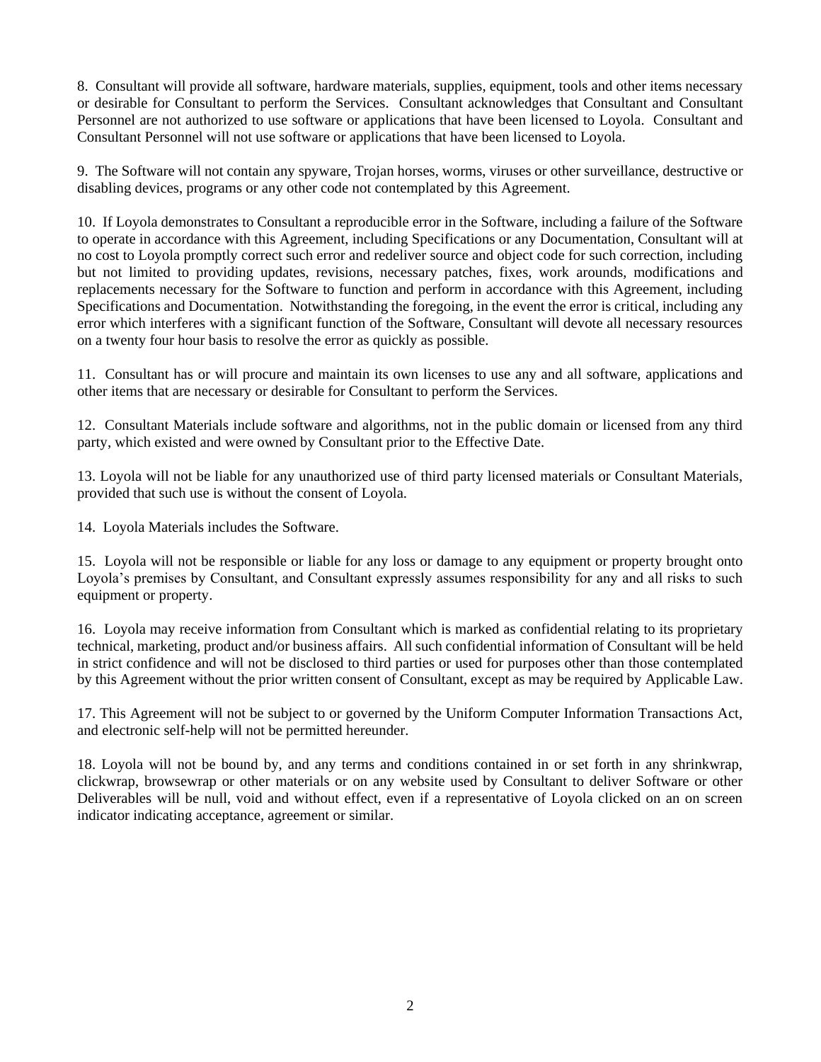8. Consultant will provide all software, hardware materials, supplies, equipment, tools and other items necessary or desirable for Consultant to perform the Services. Consultant acknowledges that Consultant and Consultant Personnel are not authorized to use software or applications that have been licensed to Loyola. Consultant and Consultant Personnel will not use software or applications that have been licensed to Loyola.

9. The Software will not contain any spyware, Trojan horses, worms, viruses or other surveillance, destructive or disabling devices, programs or any other code not contemplated by this Agreement.

10. If Loyola demonstrates to Consultant a reproducible error in the Software, including a failure of the Software to operate in accordance with this Agreement, including Specifications or any Documentation, Consultant will at no cost to Loyola promptly correct such error and redeliver source and object code for such correction, including but not limited to providing updates, revisions, necessary patches, fixes, work arounds, modifications and replacements necessary for the Software to function and perform in accordance with this Agreement, including Specifications and Documentation. Notwithstanding the foregoing, in the event the error is critical, including any error which interferes with a significant function of the Software, Consultant will devote all necessary resources on a twenty four hour basis to resolve the error as quickly as possible.

11. Consultant has or will procure and maintain its own licenses to use any and all software, applications and other items that are necessary or desirable for Consultant to perform the Services.

12. Consultant Materials include software and algorithms, not in the public domain or licensed from any third party, which existed and were owned by Consultant prior to the Effective Date.

13. Loyola will not be liable for any unauthorized use of third party licensed materials or Consultant Materials, provided that such use is without the consent of Loyola.

14. Loyola Materials includes the Software.

15. Loyola will not be responsible or liable for any loss or damage to any equipment or property brought onto Loyola's premises by Consultant, and Consultant expressly assumes responsibility for any and all risks to such equipment or property.

16. Loyola may receive information from Consultant which is marked as confidential relating to its proprietary technical, marketing, product and/or business affairs. All such confidential information of Consultant will be held in strict confidence and will not be disclosed to third parties or used for purposes other than those contemplated by this Agreement without the prior written consent of Consultant, except as may be required by Applicable Law.

17. This Agreement will not be subject to or governed by the Uniform Computer Information Transactions Act, and electronic self-help will not be permitted hereunder.

18. Loyola will not be bound by, and any terms and conditions contained in or set forth in any shrinkwrap, clickwrap, browsewrap or other materials or on any website used by Consultant to deliver Software or other Deliverables will be null, void and without effect, even if a representative of Loyola clicked on an on screen indicator indicating acceptance, agreement or similar.